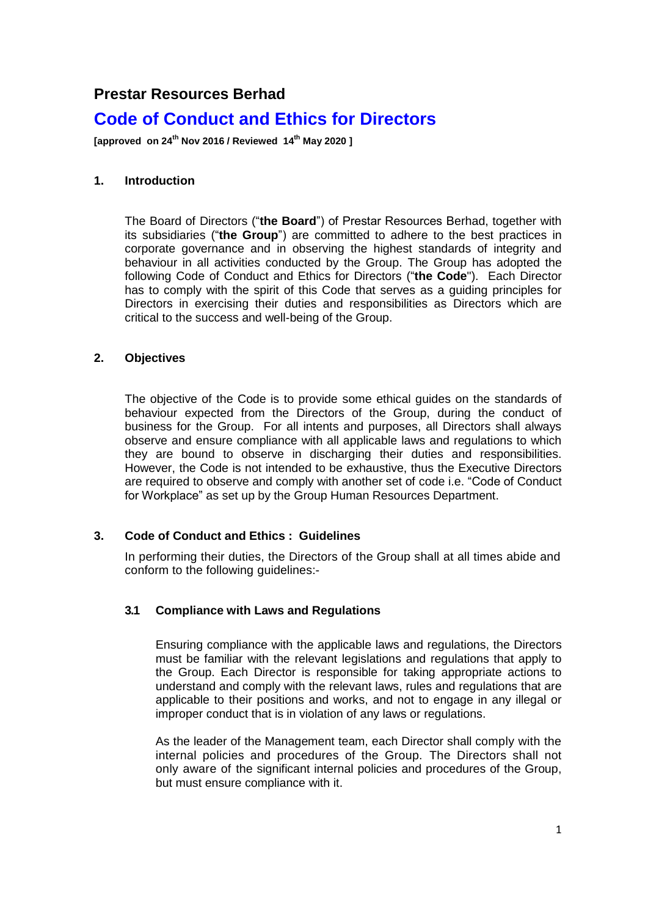# Prestar Resources Berhad

## Code of Conduct and Ethics for Directors

**[approved on 24th Nov 2016 / Reviewed 14th May 2020 ]**

### 1. Introduction

The Board of Directors ("**the Board**") of Prestar Resources Berhad, together with its subsidiaries ("**the Group**") are committed to adhere to the best practices in corporate governance and in observing the highest standards of integrity and behaviour in all activities conducted by the Group. The Group has adopted the following Code of Conduct and Ethics for Directors ("**the Code**"). Each Director has to comply with the spirit of this Code that serves as a guiding principles for Directors in exercising their duties and responsibilities as Directors which are critical to the success and well-being of the Group.

### 2. Objectives

The objective of the Code is to provide some ethical guides on the standards of behaviour expected from the Directors of the Group, during the conduct of business for the Group. For all intents and purposes, all Directors shall always observe and ensure compliance with all applicable laws and regulations to which they are bound to observe in discharging their duties and responsibilities. However, the Code is not intended to be exhaustive, thus the Executive Directors are required to observe and comply with another set of code i.e. "Code of Conduct for Workplace" as set up by the Group Human Resources Department.

### 3. Code of Conduct and Ethics : Guidelines

In performing their duties, the Directors of the Group shall at all times abide and conform to the following guidelines:-

#### 3.1 Compliance with Laws and Regulations

Ensuring compliance with the applicable laws and regulations, the Directors must be familiar with the relevant legislations and regulations that apply to the Group. Each Director is responsible for taking appropriate actions to understand and comply with the relevant laws, rules and regulations that are applicable to their positions and works, and not to engage in any illegal or improper conduct that is in violation of any laws or regulations.

As the leader of the Management team, each Director shall comply with the internal policies and procedures of the Group. The Directors shall not only aware of the significant internal policies and procedures of the Group, but must ensure compliance with it.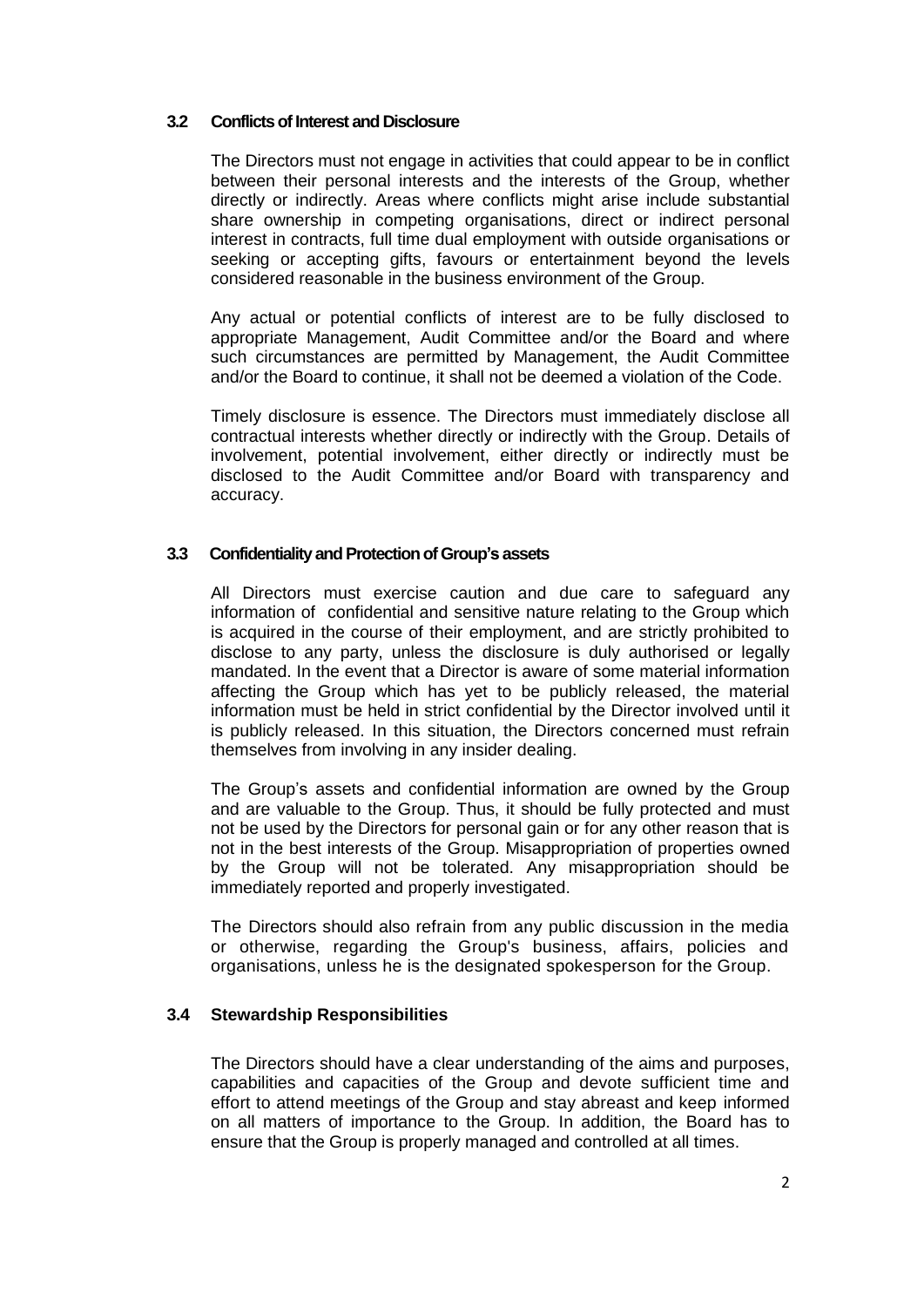### 3.2 Conflicts of Interest and Disclosure

The Directors must not engage in activities that could appear to be in conflict between their personal interests and the interests of the Group, whether directly or indirectly. Areas where conflicts might arise include substantial share ownership in competing organisations, direct or indirect personal interest in contracts, full time dual employment with outside organisations or seeking or accepting gifts, favours or entertainment beyond the levels considered reasonable in the business environment of the Group.

Any actual or potential conflicts of interest are to be fully disclosed to appropriate Management, Audit Committee and/or the Board and where such circumstances are permitted by Management, the Audit Committee and/or the Board to continue, it shall not be deemed a violation of the Code.

Timely disclosure is essence. The Directors must immediately disclose all contractual interests whether directly or indirectly with the Group. Details of involvement, potential involvement, either directly or indirectly must be disclosed to the Audit Committee and/or Board with transparency and accuracy.

### 3.3 Confidentiality and Protection of Group's assets

All Directors must exercise caution and due care to safeguard any information of confidential and sensitive nature relating to the Group which is acquired in the course of their employment, and are strictly prohibited to disclose to any party, unless the disclosure is duly authorised or legally mandated. In the event that a Director is aware of some material information affecting the Group which has yet to be publicly released, the material information must be held in strict confidential by the Director involved until it is publicly released. In this situation, the Directors concerned must refrain themselves from involving in any insider dealing.

The Group's assets and confidential information are owned by the Group and are valuable to the Group. Thus, it should be fully protected and must not be used by the Directors for personal gain or for any other reason that is not in the best interests of the Group. Misappropriation of properties owned by the Group will not be tolerated. Any misappropriation should be immediately reported and properly investigated.

The Directors should also refrain from any public discussion in the media or otherwise, regarding the Group's business, affairs, policies and organisations, unless he is the designated spokesperson for the Group.

### 3.4 Stewardship Responsibilities

The Directors should have a clear understanding of the aims and purposes, capabilities and capacities of the Group and devote sufficient time and effort to attend meetings of the Group and stay abreast and keep informed on all matters of importance to the Group. In addition, the Board has to ensure that the Group is properly managed and controlled at all times.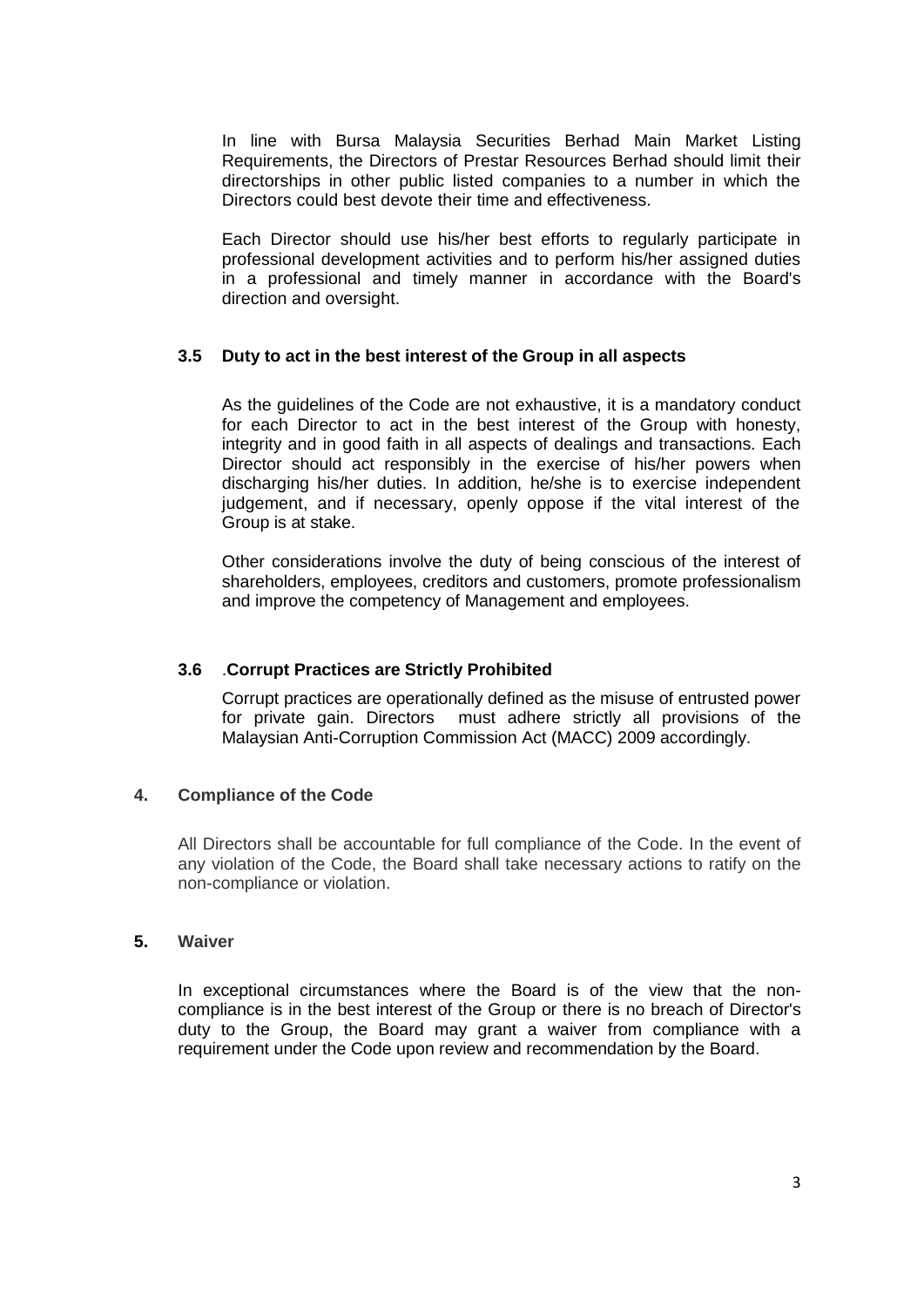In line with Bursa Malaysia Securities Berhad Main Market Listing Requirements, the Directors of Prestar Resources Berhad should limit their directorships in other public listed companies to a number in which the Directors could best devote their time and effectiveness.

Each Director should use his/her best efforts to regularly participate in professional development activities and to perform his/her assigned duties in a professional and timely manner in accordance with the Board's direction and oversight.

### 3.5 Duty to act in the best interest of the Group in all aspects

As the guidelines of the Code are not exhaustive, it is a mandatory conduct for each Director to act in the best interest of the Group with honesty, integrity and in good faith in all aspects of dealings and transactions. Each Director should act responsibly in the exercise of his/her powers when discharging his/her duties. In addition, he/she is to exercise independent judgement, and if necessary, openly oppose if the vital interest of the Group is at stake.

Other considerations involve the duty of being conscious of the interest of shareholders, employees, creditors and customers, promote professionalism and improve the competency of Management and employees.

### 3.6 .Corrupt Practices are Strictly Prohibited

Corrupt practices are operationally defined as the misuse of entrusted power for private gain. Directors must adhere strictly all provisions of the Malaysian Anti-Corruption Commission Act (MACC) 2009 accordingly.

## 4. Compliance of the Code

All Directors shall be accountable for full compliance of the Code. In the event of any violation of the Code, the Board shall take necessary actions to ratify on the non-compliance or violation.

## 5. Waiver

In exceptional circumstances where the Board is of the view that the non-compliance is in the best interest of the Group or there is no breach of Director's duty to the Group, the Board may grant a waiver from compliance with a requirement under the Code upon review and recommendation by the Board.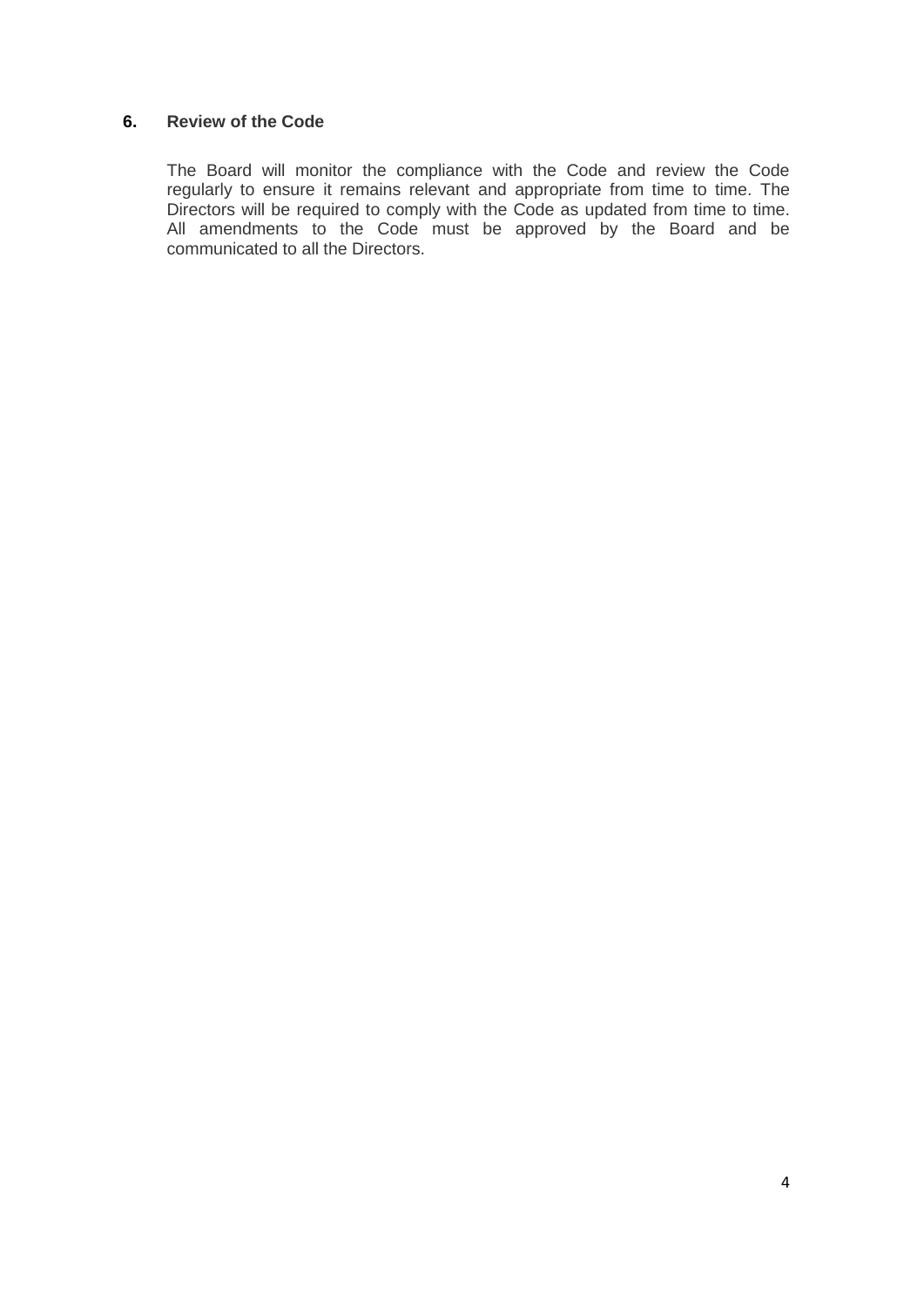## 6. Review of the Code

The Board will monitor the compliance with the Code and review the Code regularly to ensure it remains relevant and appropriate from time to time. The Directors will be required to comply with the Code as updated from time to time. All amendments to the Code must be approved by the Board and be communicated to all the Directors.